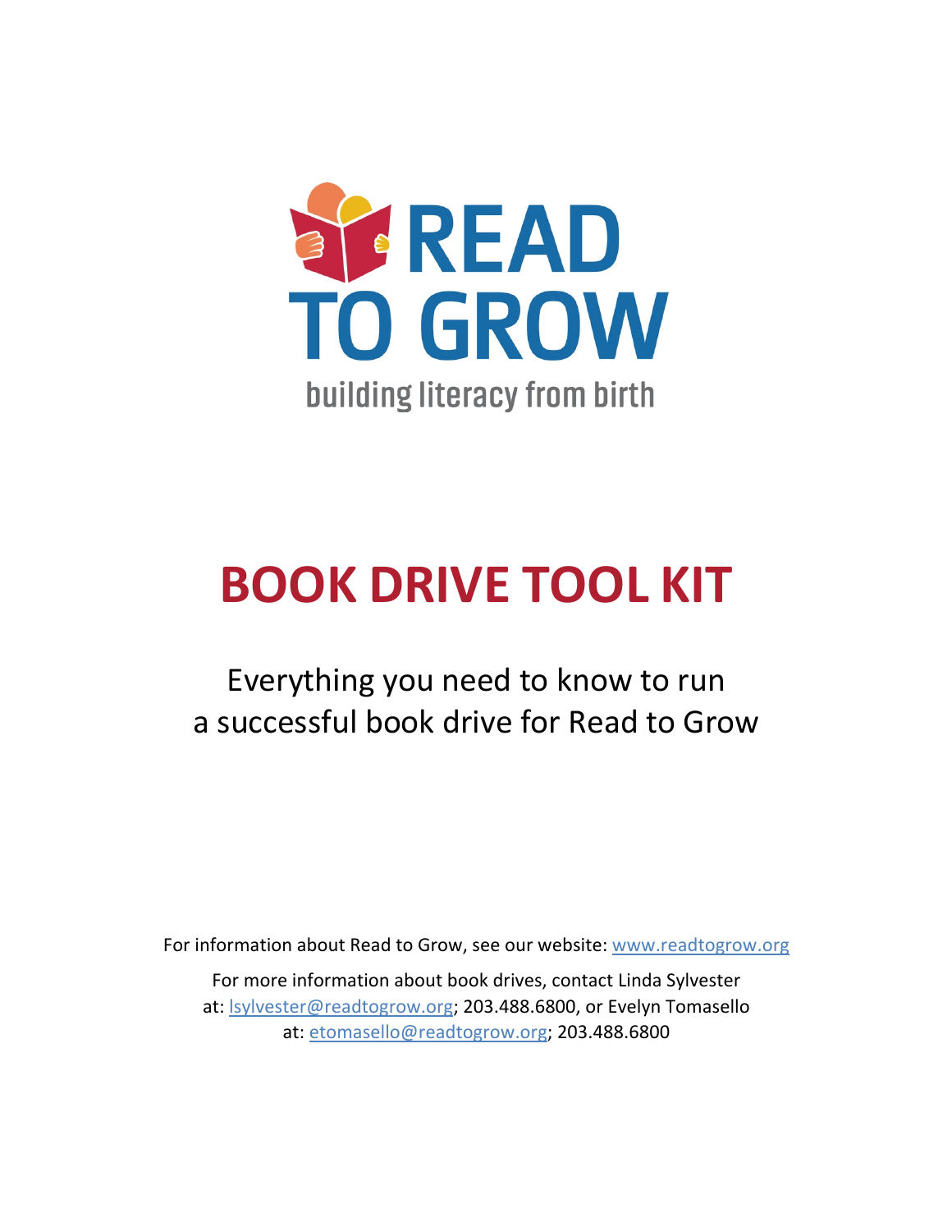# READ TO GROW

building literacy from birth

# BOOK DRIVE TOOL KIT

Everything you need to know to run a successful book drive for Read to Grow

For information about Read to Grow, see our website: www.readtogrow.org

For more information about book drives, contact Linda Sylvester at: lsylvester@readtogrow.org; 203.488.6800, or Evelyn Tomasello at: etomasello@readtogrow.org; 203.488.6800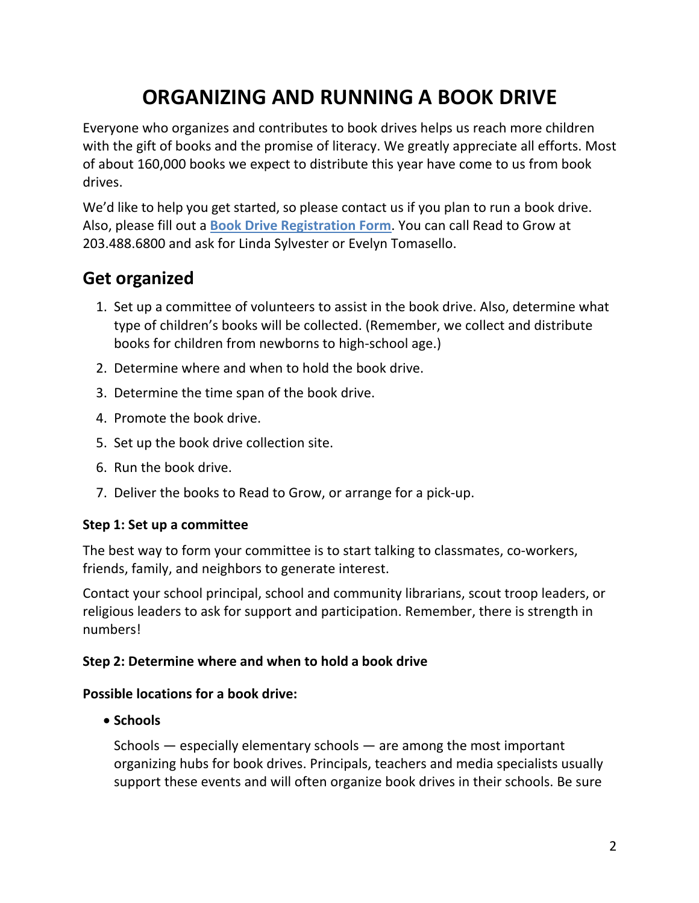# ORGANIZING AND RUNNING A BOOK DRIVE

Everyone who organizes and contributes to book drives helps us reach more children with the gift of books and the promise of literacy. We greatly appreciate all efforts. Most of about 160,000 books we expect to distribute this year have come to us from book drives.

We'd like to help you get started, so please contact us if you plan to run a book drive. Also, please fill out a **Book Drive Registration Form**. You can call Read to Grow at 203.488.6800 and ask for Linda Sylvester or Evelyn Tomasello.

## Get organized

1. Set up a committee of volunteers to assist in the book drive. Also, determine what type of children's books will be collected. (Remember, we collect and distribute books for children from newborns to high-school age.)
2. Determine where and when to hold the book drive.
3. Determine the time span of the book drive.
4. Promote the book drive.
5. Set up the book drive collection site.
6. Run the book drive.
7. Deliver the books to Read to Grow, or arrange for a pick-up.

**Step 1: Set up a committee**

The best way to form your committee is to start talking to classmates, co-workers, friends, family, and neighbors to generate interest.

Contact your school principal, school and community librarians, scout troop leaders, or religious leaders to ask for support and participation. Remember, there is strength in numbers!

**Step 2: Determine where and when to hold a book drive**

**Possible locations for a book drive:**

- **Schools**

  Schools — especially elementary schools — are among the most important organizing hubs for book drives. Principals, teachers and media specialists usually support these events and will often organize book drives in their schools. Be sure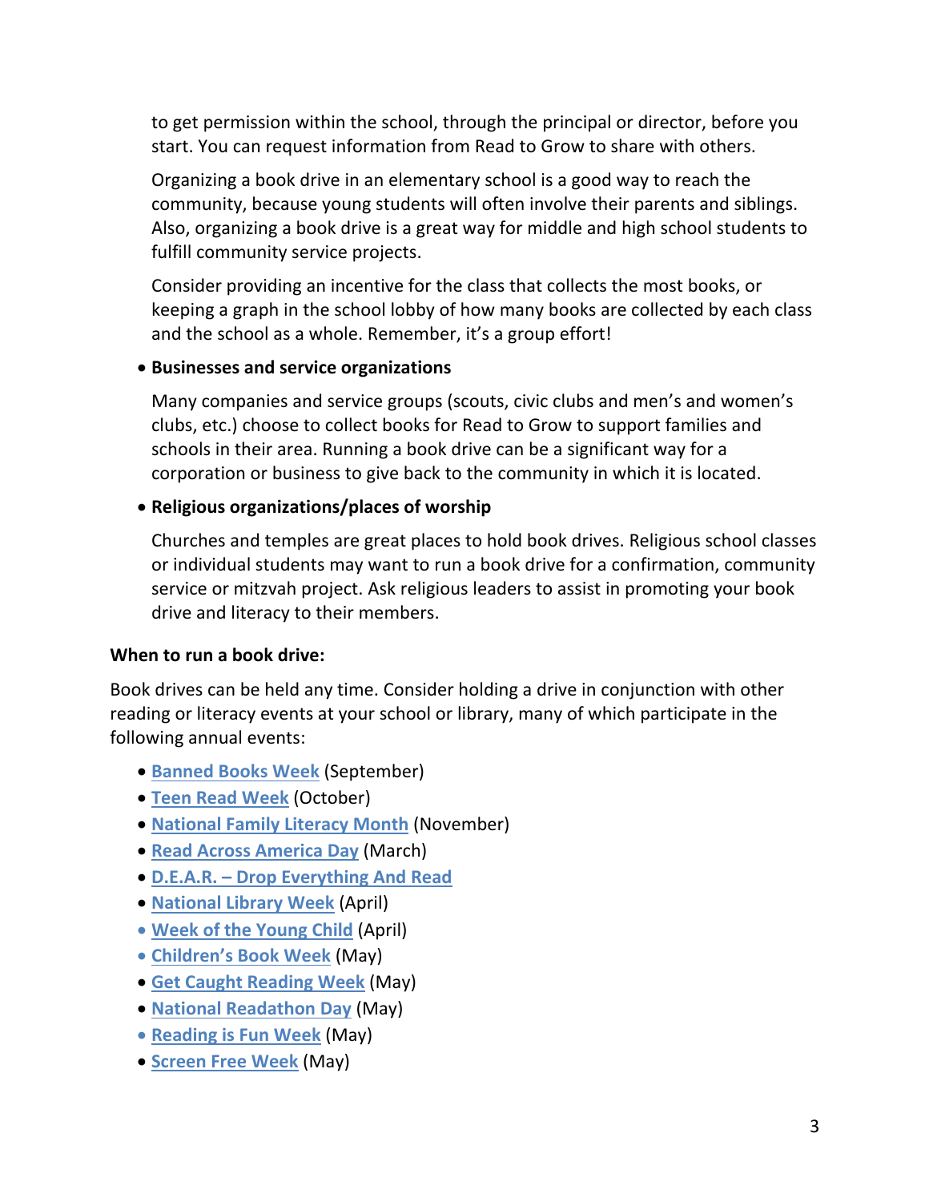to get permission within the school, through the principal or director, before you start. You can request information from Read to Grow to share with others.

Organizing a book drive in an elementary school is a good way to reach the community, because young students will often involve their parents and siblings. Also, organizing a book drive is a great way for middle and high school students to fulfill community service projects.

Consider providing an incentive for the class that collects the most books, or keeping a graph in the school lobby of how many books are collected by each class and the school as a whole. Remember, it's a group effort!

- **Businesses and service organizations**

  Many companies and service groups (scouts, civic clubs and men's and women's clubs, etc.) choose to collect books for Read to Grow to support families and schools in their area. Running a book drive can be a significant way for a corporation or business to give back to the community in which it is located.

- **Religious organizations/places of worship**

  Churches and temples are great places to hold book drives. Religious school classes or individual students may want to run a book drive for a confirmation, community service or mitzvah project. Ask religious leaders to assist in promoting your book drive and literacy to their members.

**When to run a book drive:**

Book drives can be held any time. Consider holding a drive in conjunction with other reading or literacy events at your school or library, many of which participate in the following annual events:

- Banned Books Week (September)
- Teen Read Week (October)
- National Family Literacy Month (November)
- Read Across America Day (March)
- D.E.A.R. – Drop Everything And Read
- National Library Week (April)
- Week of the Young Child (April)
- Children's Book Week (May)
- Get Caught Reading Week (May)
- National Readathon Day (May)
- Reading is Fun Week (May)
- Screen Free Week (May)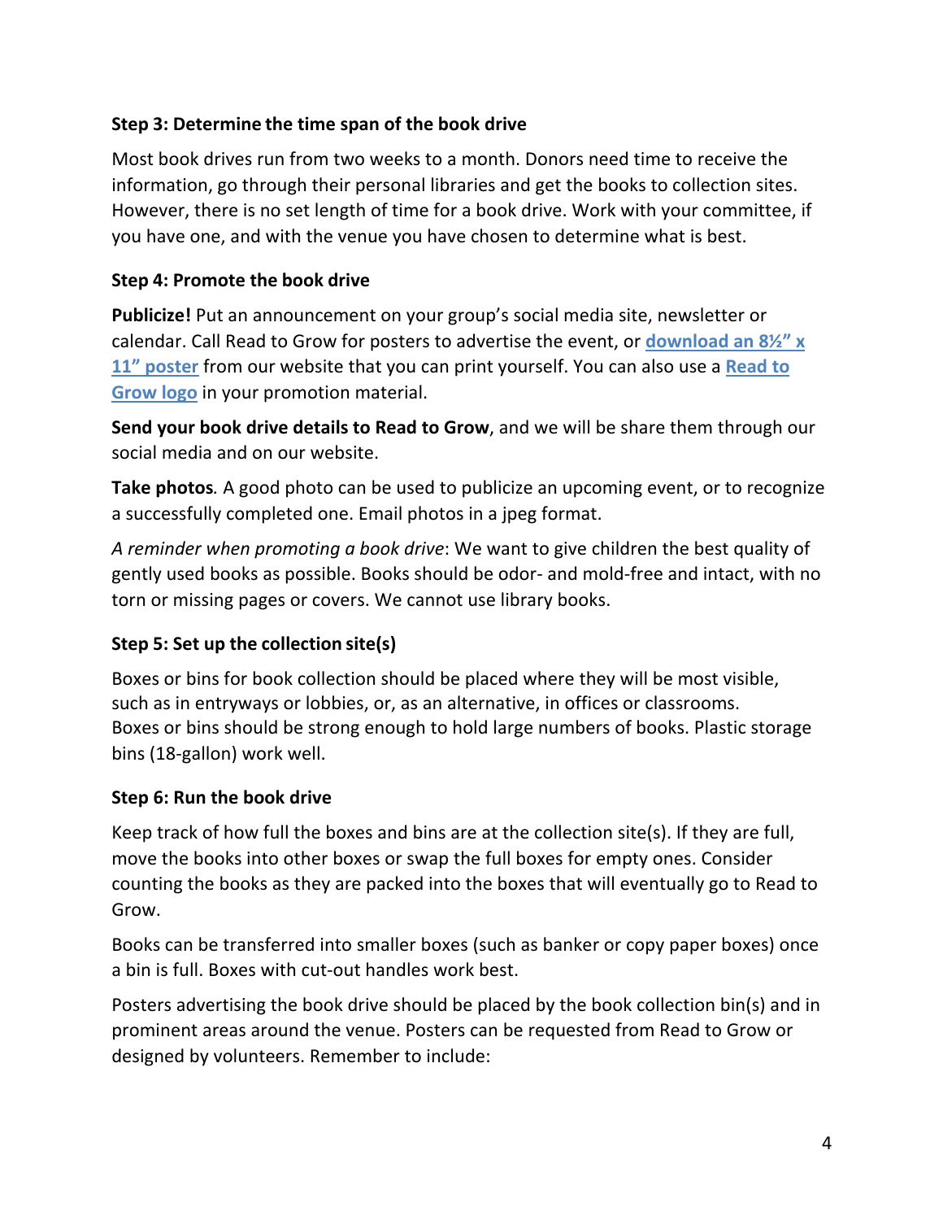### Step 3: Determine the time span of the book drive

Most book drives run from two weeks to a month. Donors need time to receive the information, go through their personal libraries and get the books to collection sites. However, there is no set length of time for a book drive. Work with your committee, if you have one, and with the venue you have chosen to determine what is best.

### Step 4: Promote the book drive

**Publicize!** Put an announcement on your group's social media site, newsletter or calendar. Call Read to Grow for posters to advertise the event, or **download an 8½" x 11" poster** from our website that you can print yourself. You can also use a **Read to Grow logo** in your promotion material.

**Send your book drive details to Read to Grow**, and we will be share them through our social media and on our website.

**Take photos***.* A good photo can be used to publicize an upcoming event, or to recognize a successfully completed one. Email photos in a jpeg format.

*A reminder when promoting a book drive*: We want to give children the best quality of gently used books as possible. Books should be odor- and mold-free and intact, with no torn or missing pages or covers. We cannot use library books.

### Step 5: Set up the collection site(s)

Boxes or bins for book collection should be placed where they will be most visible, such as in entryways or lobbies, or, as an alternative, in offices or classrooms. Boxes or bins should be strong enough to hold large numbers of books. Plastic storage bins (18-gallon) work well.

### Step 6: Run the book drive

Keep track of how full the boxes and bins are at the collection site(s). If they are full, move the books into other boxes or swap the full boxes for empty ones. Consider counting the books as they are packed into the boxes that will eventually go to Read to Grow.

Books can be transferred into smaller boxes (such as banker or copy paper boxes) once a bin is full. Boxes with cut-out handles work best.

Posters advertising the book drive should be placed by the book collection bin(s) and in prominent areas around the venue. Posters can be requested from Read to Grow or designed by volunteers. Remember to include: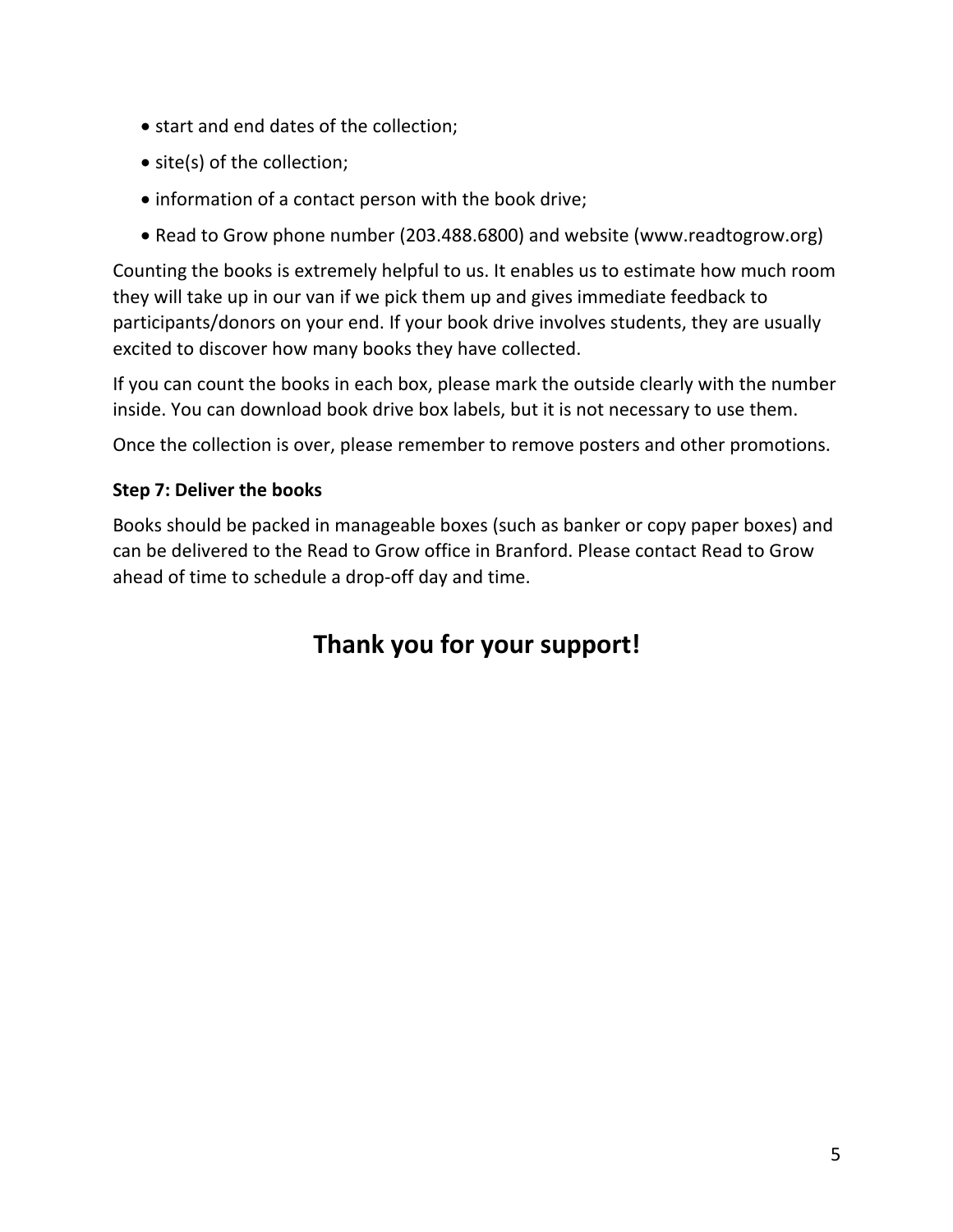- start and end dates of the collection;
- site(s) of the collection;
- information of a contact person with the book drive;
- Read to Grow phone number (203.488.6800) and website (www.readtogrow.org)

Counting the books is extremely helpful to us. It enables us to estimate how much room they will take up in our van if we pick them up and gives immediate feedback to participants/donors on your end. If your book drive involves students, they are usually excited to discover how many books they have collected.

If you can count the books in each box, please mark the outside clearly with the number inside. You can download book drive box labels, but it is not necessary to use them.

Once the collection is over, please remember to remove posters and other promotions.

**Step 7: Deliver the books**

Books should be packed in manageable boxes (such as banker or copy paper boxes) and can be delivered to the Read to Grow office in Branford. Please contact Read to Grow ahead of time to schedule a drop-off day and time.

## Thank you for your support!